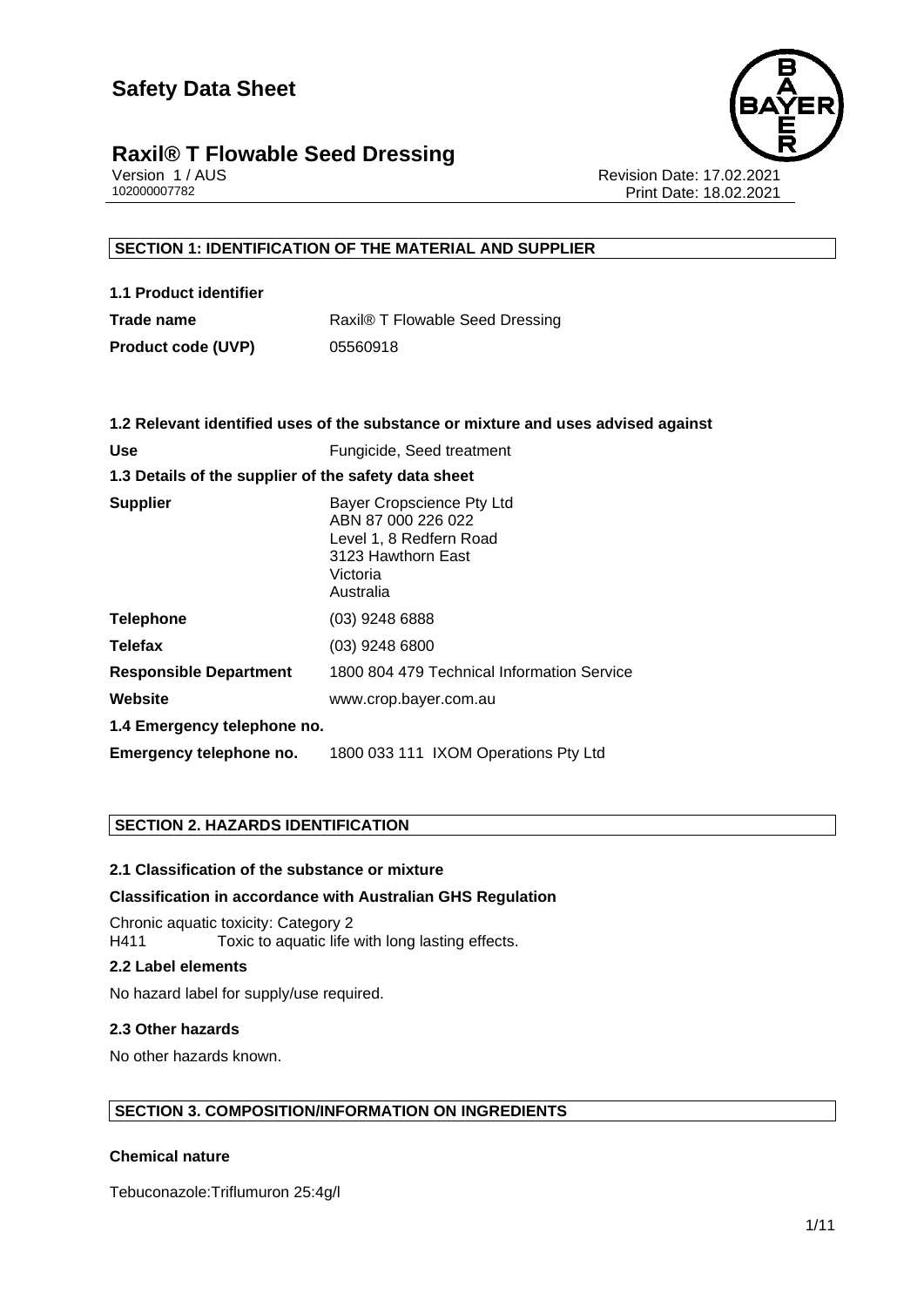# Safety Data Sheet

## Raxil® T Flowable Seed Dressing

Version 1 / AUS
102000007782

Revision Date: 17.02.2021
Print Date: 18.02.2021

### SECTION 1: IDENTIFICATION OF THE MATERIAL AND SUPPLIER

**1.1 Product identifier**

| | |
|---|---|
| **Trade name** | Raxil® T Flowable Seed Dressing |
| **Product code (UVP)** | 05560918 |

**1.2 Relevant identified uses of the substance or mixture and uses advised against**

| | |
|---|---|
| **Use** | Fungicide, Seed treatment |

**1.3 Details of the supplier of the safety data sheet**

| | |
|---|---|
| **Supplier** | Bayer Cropscience Pty Ltd<br>ABN 87 000 226 022<br>Level 1, 8 Redfern Road<br>3123 Hawthorn East<br>Victoria<br>Australia |
| **Telephone** | (03) 9248 6888 |
| **Telefax** | (03) 9248 6800 |
| **Responsible Department** | 1800 804 479 Technical Information Service |
| **Website** | www.crop.bayer.com.au |

**1.4 Emergency telephone no.**

| | |
|---|---|
| **Emergency telephone no.** | 1800 033 111 IXOM Operations Pty Ltd |

### SECTION 2. HAZARDS IDENTIFICATION

**2.1 Classification of the substance or mixture**

**Classification in accordance with Australian GHS Regulation**

Chronic aquatic toxicity: Category 2
H411 Toxic to aquatic life with long lasting effects.

**2.2 Label elements**

No hazard label for supply/use required.

**2.3 Other hazards**

No other hazards known.

### SECTION 3. COMPOSITION/INFORMATION ON INGREDIENTS

**Chemical nature**

Tebuconazole:Triflumuron 25:4g/l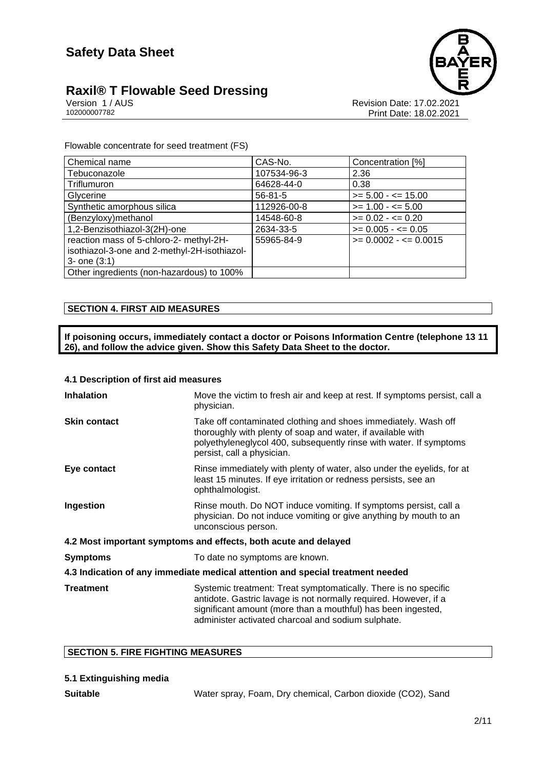Flowable concentrate for seed treatment (FS)

| Chemical name | CAS-No. | Concentration [%] |
|---|---|---|
| Tebuconazole | 107534-96-3 | 2.36 |
| Triflumuron | 64628-44-0 | 0.38 |
| Glycerine | 56-81-5 | >= 5.00 - <= 15.00 |
| Synthetic amorphous silica | 112926-00-8 | >= 1.00 - <= 5.00 |
| (Benzyloxy)methanol | 14548-60-8 | >= 0.02 - <= 0.20 |
| 1,2-Benzisothiazol-3(2H)-one | 2634-33-5 | >= 0.005 - <= 0.05 |
| reaction mass of 5-chloro-2- methyl-2H-isothiazol-3-one and 2-methyl-2H-isothiazol-3- one (3:1) | 55965-84-9 | >= 0.0002 - <= 0.0015 |
| Other ingredients (non-hazardous) to 100% | | |

## SECTION 4. FIRST AID MEASURES

**If poisoning occurs, immediately contact a doctor or Poisons Information Centre (telephone 13 11 26), and follow the advice given. Show this Safety Data Sheet to the doctor.**

### 4.1 Description of first aid measures

**Inhalation** Move the victim to fresh air and keep at rest. If symptoms persist, call a physician.

**Skin contact** Take off contaminated clothing and shoes immediately. Wash off thoroughly with plenty of soap and water, if available with polyethyleneglycol 400, subsequently rinse with water. If symptoms persist, call a physician.

**Eye contact** Rinse immediately with plenty of water, also under the eyelids, for at least 15 minutes. If eye irritation or redness persists, see an ophthalmologist.

**Ingestion** Rinse mouth. Do NOT induce vomiting. If symptoms persist, call a physician. Do not induce vomiting or give anything by mouth to an unconscious person.

### 4.2 Most important symptoms and effects, both acute and delayed

**Symptoms** To date no symptoms are known.

### 4.3 Indication of any immediate medical attention and special treatment needed

**Treatment** Systemic treatment: Treat symptomatically. There is no specific antidote. Gastric lavage is not normally required. However, if a significant amount (more than a mouthful) has been ingested, administer activated charcoal and sodium sulphate.

## SECTION 5. FIRE FIGHTING MEASURES

### 5.1 Extinguishing media

**Suitable** Water spray, Foam, Dry chemical, Carbon dioxide ($CO_2$), Sand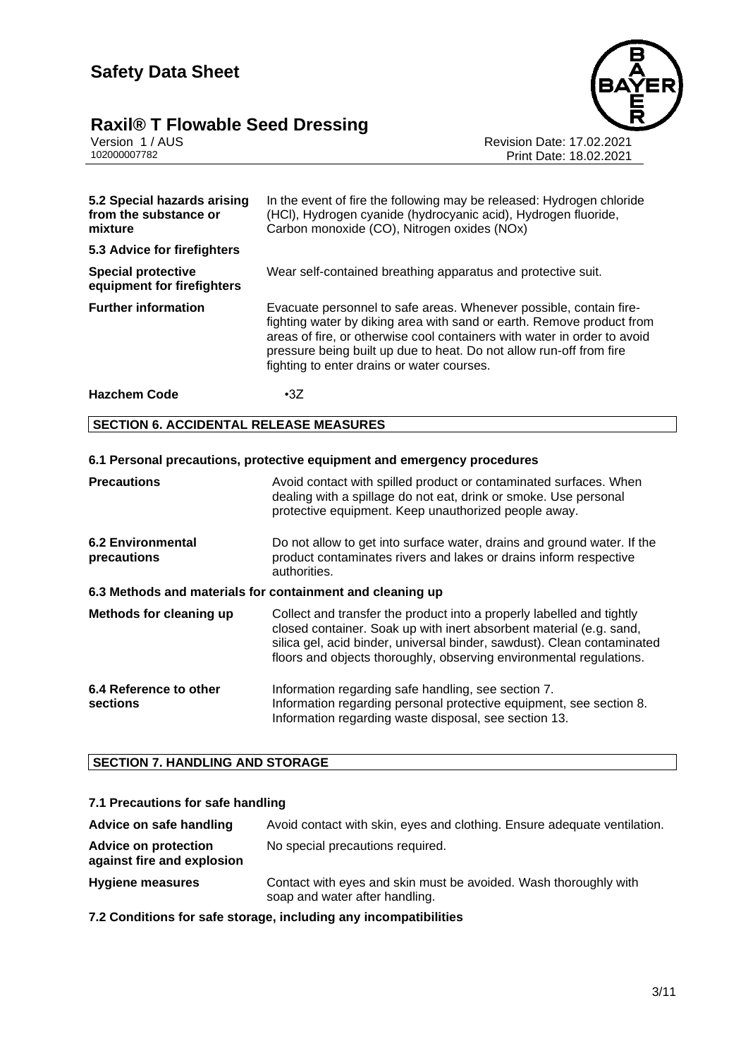| | |
|---|---|
| **5.2 Special hazards arising from the substance or mixture** | In the event of fire the following may be released: Hydrogen chloride (HCl), Hydrogen cyanide (hydrocyanic acid), Hydrogen fluoride, Carbon monoxide (CO), Nitrogen oxides (NOx) |
| **5.3 Advice for firefighters** | |
| **Special protective equipment for firefighters** | Wear self-contained breathing apparatus and protective suit. |
| **Further information** | Evacuate personnel to safe areas. Whenever possible, contain fire-fighting water by diking area with sand or earth. Remove product from areas of fire, or otherwise cool containers with water in order to avoid pressure being built up due to heat. Do not allow run-off from fire fighting to enter drains or water courses. |
| **Hazchem Code** | •3Z |

## SECTION 6. ACCIDENTAL RELEASE MEASURES

### 6.1 Personal precautions, protective equipment and emergency procedures

| | |
|---|---|
| **Precautions** | Avoid contact with spilled product or contaminated surfaces. When dealing with a spillage do not eat, drink or smoke. Use personal protective equipment. Keep unauthorized people away. |
| **6.2 Environmental precautions** | Do not allow to get into surface water, drains and ground water. If the product contaminates rivers and lakes or drains inform respective authorities. |

### 6.3 Methods and materials for containment and cleaning up

| | |
|---|---|
| **Methods for cleaning up** | Collect and transfer the product into a properly labelled and tightly closed container. Soak up with inert absorbent material (e.g. sand, silica gel, acid binder, universal binder, sawdust). Clean contaminated floors and objects thoroughly, observing environmental regulations. |
| **6.4 Reference to other sections** | Information regarding safe handling, see section 7.<br>Information regarding personal protective equipment, see section 8.<br>Information regarding waste disposal, see section 13. |

## SECTION 7. HANDLING AND STORAGE

### 7.1 Precautions for safe handling

| | |
|---|---|
| **Advice on safe handling** | Avoid contact with skin, eyes and clothing. Ensure adequate ventilation. |
| **Advice on protection against fire and explosion** | No special precautions required. |
| **Hygiene measures** | Contact with eyes and skin must be avoided. Wash thoroughly with soap and water after handling. |

### 7.2 Conditions for safe storage, including any incompatibilities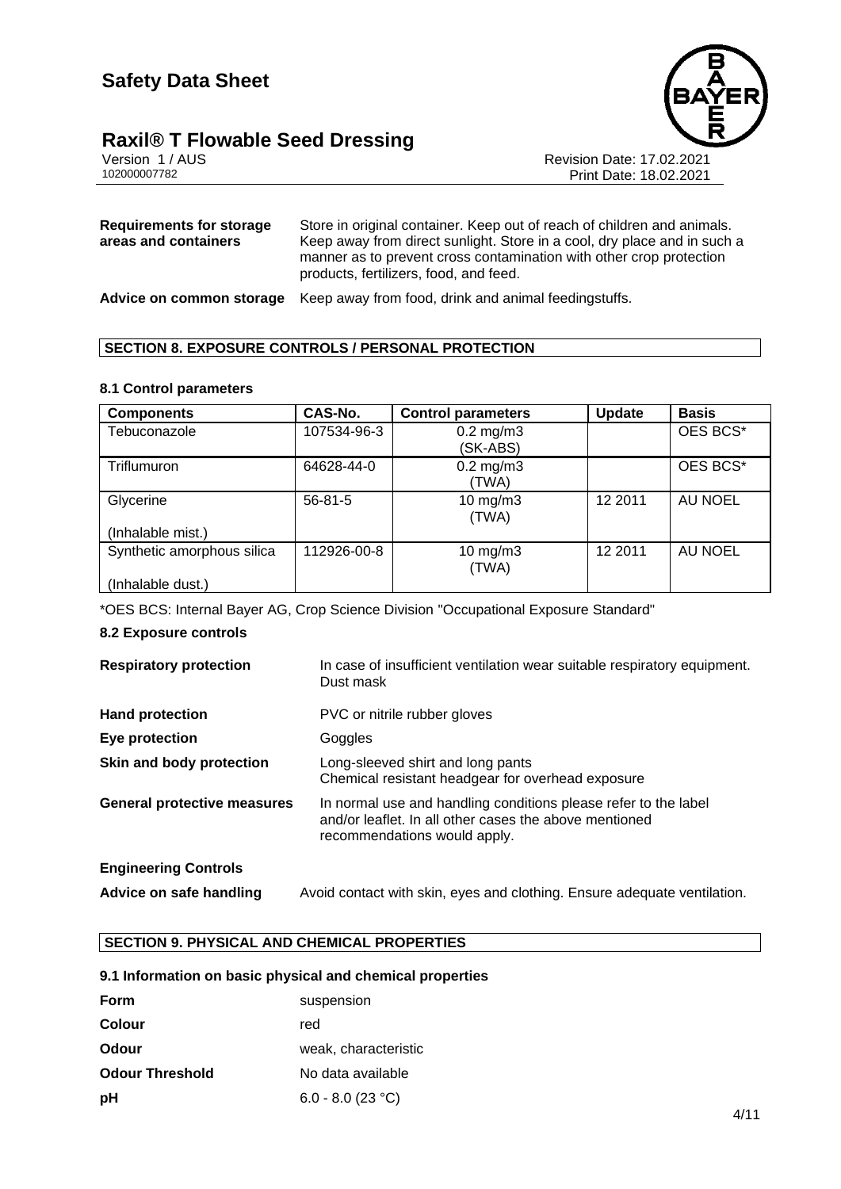| **Requirements for storage areas and containers** | Store in original container. Keep out of reach of children and animals. Keep away from direct sunlight. Store in a cool, dry place and in such a manner as to prevent cross contamination with other crop protection products, fertilizers, food, and feed. |
|---|---|
| **Advice on common storage** | Keep away from food, drink and animal feedingstuffs. |

## SECTION 8. EXPOSURE CONTROLS / PERSONAL PROTECTION

### 8.1 Control parameters

| Components | CAS-No. | Control parameters | Update | Basis |
|---|---|---|---|---|
| Tebuconazole | 107534-96-3 | 0.2 mg/m3 (SK-ABS) | | OES BCS* |
| Triflumuron | 64628-44-0 | 0.2 mg/m3 (TWA) | | OES BCS* |
| Glycerine<br><br>(Inhalable mist.) | 56-81-5 | 10 mg/m3 (TWA) | 12 2011 | AU NOEL |
| Synthetic amorphous silica<br><br>(Inhalable dust.) | 112926-00-8 | 10 mg/m3 (TWA) | 12 2011 | AU NOEL |

*OES BCS: Internal Bayer AG, Crop Science Division "Occupational Exposure Standard"

### 8.2 Exposure controls

| | |
|---|---|
| **Respiratory protection** | In case of insufficient ventilation wear suitable respiratory equipment. Dust mask |
| **Hand protection** | PVC or nitrile rubber gloves |
| **Eye protection** | Goggles |
| **Skin and body protection** | Long-sleeved shirt and long pants<br>Chemical resistant headgear for overhead exposure |
| **General protective measures** | In normal use and handling conditions please refer to the label and/or leaflet. In all other cases the above mentioned recommendations would apply. |

**Engineering Controls**

| | |
|---|---|
| **Advice on safe handling** | Avoid contact with skin, eyes and clothing. Ensure adequate ventilation. |

## SECTION 9. PHYSICAL AND CHEMICAL PROPERTIES

### 9.1 Information on basic physical and chemical properties

| | |
|---|---|
| **Form** | suspension |
| **Colour** | red |
| **Odour** | weak, characteristic |
| **Odour Threshold** | No data available |
| **pH** | 6.0 - 8.0 (23 °C) |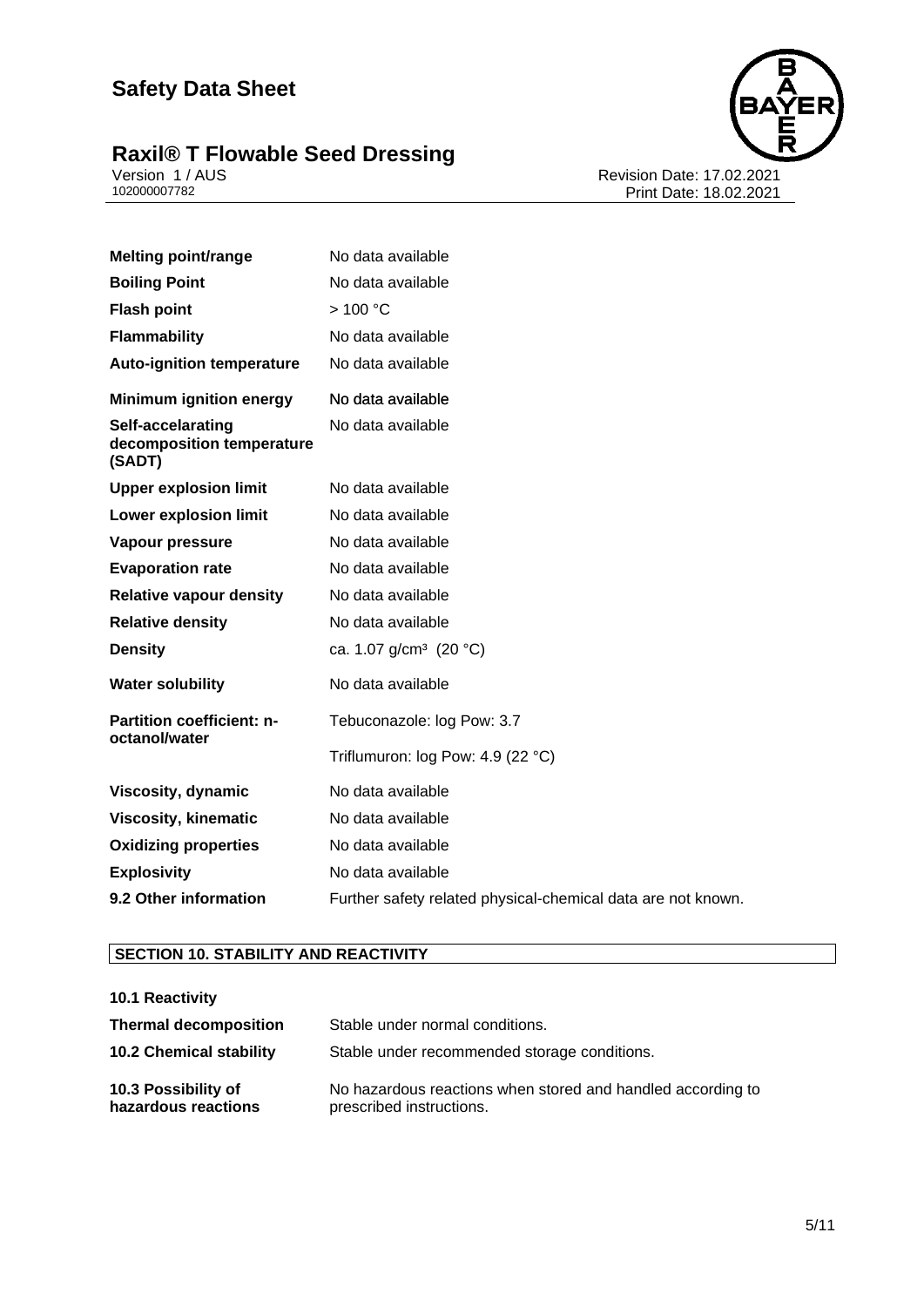| | |
|---|---|
| **Melting point/range** | No data available |
| **Boiling Point** | No data available |
| **Flash point** | > 100 °C |
| **Flammability** | No data available |
| **Auto-ignition temperature** | No data available |
| **Minimum ignition energy** | No data available |
| **Self-accelarating decomposition temperature (SADT)** | No data available |
| **Upper explosion limit** | No data available |
| **Lower explosion limit** | No data available |
| **Vapour pressure** | No data available |
| **Evaporation rate** | No data available |
| **Relative vapour density** | No data available |
| **Relative density** | No data available |
| **Density** | ca. 1.07 g/cm³ (20 °C) |
| **Water solubility** | No data available |
| **Partition coefficient: n-octanol/water** | Tebuconazole: log Pow: 3.7 |
| | Triflumuron: log Pow: 4.9 (22 °C) |
| **Viscosity, dynamic** | No data available |
| **Viscosity, kinematic** | No data available |
| **Oxidizing properties** | No data available |
| **Explosivity** | No data available |
| **9.2 Other information** | Further safety related physical-chemical data are not known. |

## SECTION 10. STABILITY AND REACTIVITY

**10.1 Reactivity**

| | |
|---|---|
| **Thermal decomposition** | Stable under normal conditions. |
| **10.2 Chemical stability** | Stable under recommended storage conditions. |
| **10.3 Possibility of hazardous reactions** | No hazardous reactions when stored and handled according to prescribed instructions. |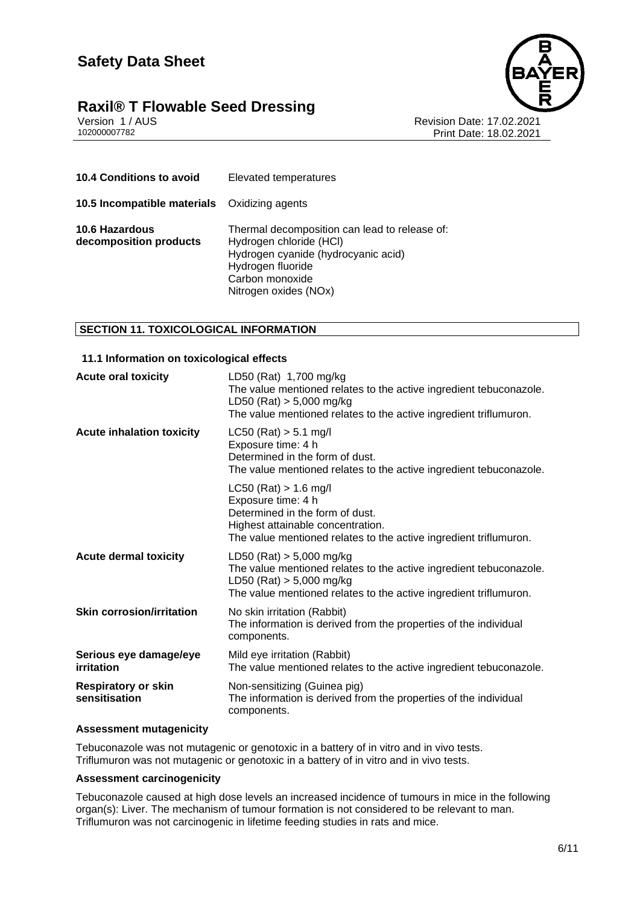| | |
|---|---|
| **10.4 Conditions to avoid** | Elevated temperatures |
| **10.5 Incompatible materials** | Oxidizing agents |
| **10.6 Hazardous decomposition products** | Thermal decomposition can lead to release of:<br>Hydrogen chloride (HCl)<br>Hydrogen cyanide (hydrocyanic acid)<br>Hydrogen fluoride<br>Carbon monoxide<br>Nitrogen oxides (NOx) |

## SECTION 11. TOXICOLOGICAL INFORMATION

### 11.1 Information on toxicological effects

| | |
|---|---|
| **Acute oral toxicity** | LD50 (Rat) 1,700 mg/kg<br>The value mentioned relates to the active ingredient tebuconazole.<br>LD50 (Rat) > 5,000 mg/kg<br>The value mentioned relates to the active ingredient triflumuron. |
| **Acute inhalation toxicity** | LC50 (Rat) > 5.1 mg/l<br>Exposure time: 4 h<br>Determined in the form of dust.<br>The value mentioned relates to the active ingredient tebuconazole. |
| | LC50 (Rat) > 1.6 mg/l<br>Exposure time: 4 h<br>Determined in the form of dust.<br>Highest attainable concentration.<br>The value mentioned relates to the active ingredient triflumuron. |
| **Acute dermal toxicity** | LD50 (Rat) > 5,000 mg/kg<br>The value mentioned relates to the active ingredient tebuconazole.<br>LD50 (Rat) > 5,000 mg/kg<br>The value mentioned relates to the active ingredient triflumuron. |
| **Skin corrosion/irritation** | No skin irritation (Rabbit)<br>The information is derived from the properties of the individual components. |
| **Serious eye damage/eye irritation** | Mild eye irritation (Rabbit)<br>The value mentioned relates to the active ingredient tebuconazole. |
| **Respiratory or skin sensitisation** | Non-sensitizing (Guinea pig)<br>The information is derived from the properties of the individual components. |

**Assessment mutagenicity**

Tebuconazole was not mutagenic or genotoxic in a battery of in vitro and in vivo tests.
Triflumuron was not mutagenic or genotoxic in a battery of in vitro and in vivo tests.

**Assessment carcinogenicity**

Tebuconazole caused at high dose levels an increased incidence of tumours in mice in the following organ(s): Liver. The mechanism of tumour formation is not considered to be relevant to man.
Triflumuron was not carcinogenic in lifetime feeding studies in rats and mice.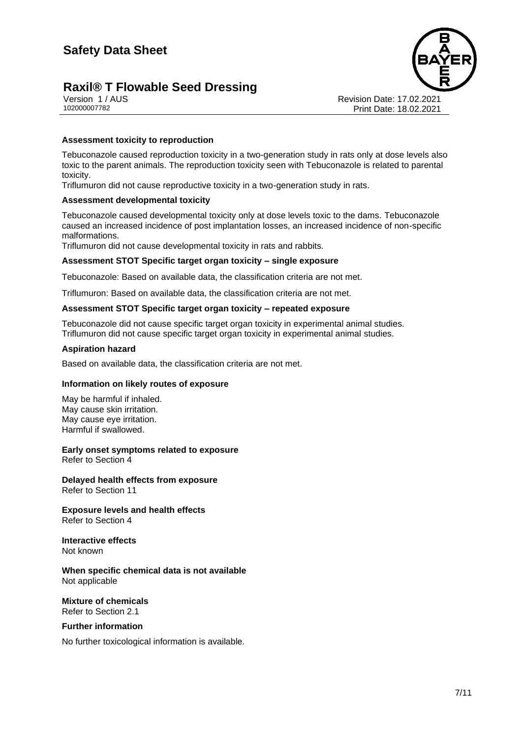**Assessment toxicity to reproduction**

Tebuconazole caused reproduction toxicity in a two-generation study in rats only at dose levels also toxic to the parent animals. The reproduction toxicity seen with Tebuconazole is related to parental toxicity.
Triflumuron did not cause reproductive toxicity in a two-generation study in rats.

**Assessment developmental toxicity**

Tebuconazole caused developmental toxicity only at dose levels toxic to the dams. Tebuconazole caused an increased incidence of post implantation losses, an increased incidence of non-specific malformations.
Triflumuron did not cause developmental toxicity in rats and rabbits.

**Assessment STOT Specific target organ toxicity – single exposure**

Tebuconazole: Based on available data, the classification criteria are not met.

Triflumuron: Based on available data, the classification criteria are not met.

**Assessment STOT Specific target organ toxicity – repeated exposure**

Tebuconazole did not cause specific target organ toxicity in experimental animal studies.
Triflumuron did not cause specific target organ toxicity in experimental animal studies.

**Aspiration hazard**

Based on available data, the classification criteria are not met.

**Information on likely routes of exposure**

May be harmful if inhaled.
May cause skin irritation.
May cause eye irritation.
Harmful if swallowed.

**Early onset symptoms related to exposure**
Refer to Section 4

**Delayed health effects from exposure**
Refer to Section 11

**Exposure levels and health effects**
Refer to Section 4

**Interactive effects**
Not known

**When specific chemical data is not available**
Not applicable

**Mixture of chemicals**
Refer to Section 2.1

**Further information**

No further toxicological information is available.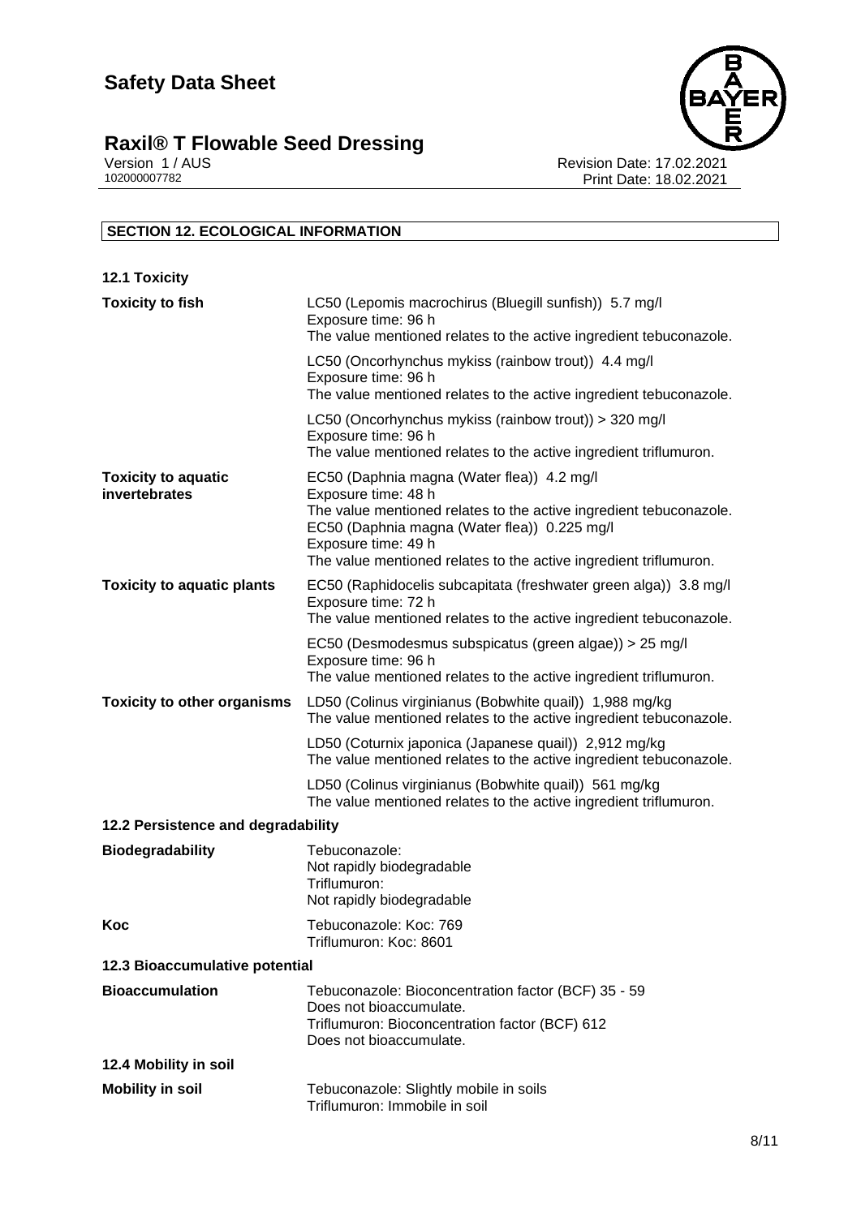## SECTION 12. ECOLOGICAL INFORMATION

### 12.1 Toxicity

| | |
|---|---|
| **Toxicity to fish** | LC50 (Lepomis macrochirus (Bluegill sunfish)) 5.7 mg/l<br>Exposure time: 96 h<br>The value mentioned relates to the active ingredient tebuconazole. |
| | LC50 (Oncorhynchus mykiss (rainbow trout)) 4.4 mg/l<br>Exposure time: 96 h<br>The value mentioned relates to the active ingredient tebuconazole. |
| | LC50 (Oncorhynchus mykiss (rainbow trout)) > 320 mg/l<br>Exposure time: 96 h<br>The value mentioned relates to the active ingredient triflumuron. |
| **Toxicity to aquatic invertebrates** | EC50 (Daphnia magna (Water flea)) 4.2 mg/l<br>Exposure time: 48 h<br>The value mentioned relates to the active ingredient tebuconazole.<br>EC50 (Daphnia magna (Water flea)) 0.225 mg/l<br>Exposure time: 49 h<br>The value mentioned relates to the active ingredient triflumuron. |
| **Toxicity to aquatic plants** | EC50 (Raphidocelis subcapitata (freshwater green alga)) 3.8 mg/l<br>Exposure time: 72 h<br>The value mentioned relates to the active ingredient tebuconazole. |
| | EC50 (Desmodesmus subspicatus (green algae)) > 25 mg/l<br>Exposure time: 96 h<br>The value mentioned relates to the active ingredient triflumuron. |
| **Toxicity to other organisms** | LD50 (Colinus virginianus (Bobwhite quail)) 1,988 mg/kg<br>The value mentioned relates to the active ingredient tebuconazole. |
| | LD50 (Coturnix japonica (Japanese quail)) 2,912 mg/kg<br>The value mentioned relates to the active ingredient tebuconazole. |
| | LD50 (Colinus virginianus (Bobwhite quail)) 561 mg/kg<br>The value mentioned relates to the active ingredient triflumuron. |

### 12.2 Persistence and degradability

| | |
|---|---|
| **Biodegradability** | Tebuconazole:<br>Not rapidly biodegradable<br>Triflumuron:<br>Not rapidly biodegradable |
| **Koc** | Tebuconazole: Koc: 769<br>Triflumuron: Koc: 8601 |

### 12.3 Bioaccumulative potential

| | |
|---|---|
| **Bioaccumulation** | Tebuconazole: Bioconcentration factor (BCF) 35 - 59<br>Does not bioaccumulate.<br>Triflumuron: Bioconcentration factor (BCF) 612<br>Does not bioaccumulate. |

### 12.4 Mobility in soil

| | |
|---|---|
| **Mobility in soil** | Tebuconazole: Slightly mobile in soils<br>Triflumuron: Immobile in soil |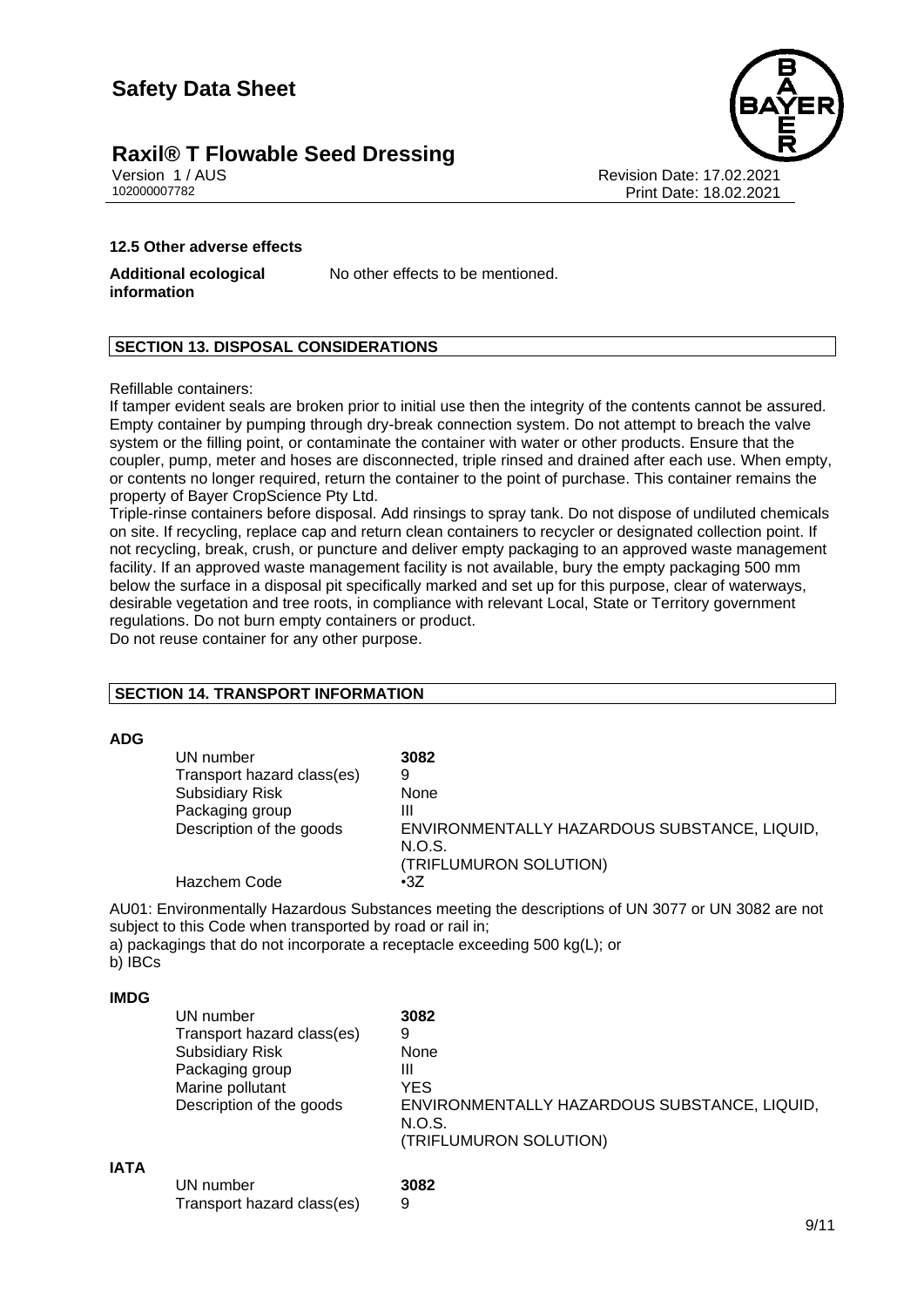### 12.5 Other adverse effects

**Additional ecological information** No other effects to be mentioned.

## SECTION 13. DISPOSAL CONSIDERATIONS

Refillable containers:
If tamper evident seals are broken prior to initial use then the integrity of the contents cannot be assured. Empty container by pumping through dry-break connection system. Do not attempt to breach the valve system or the filling point, or contaminate the container with water or other products. Ensure that the coupler, pump, meter and hoses are disconnected, triple rinsed and drained after each use. When empty, or contents no longer required, return the container to the point of purchase. This container remains the property of Bayer CropScience Pty Ltd.
Triple-rinse containers before disposal. Add rinsings to spray tank. Do not dispose of undiluted chemicals on site. If recycling, replace cap and return clean containers to recycler or designated collection point. If not recycling, break, crush, or puncture and deliver empty packaging to an approved waste management facility. If an approved waste management facility is not available, bury the empty packaging 500 mm below the surface in a disposal pit specifically marked and set up for this purpose, clear of waterways, desirable vegetation and tree roots, in compliance with relevant Local, State or Territory government regulations. Do not burn empty containers or product.
Do not reuse container for any other purpose.

## SECTION 14. TRANSPORT INFORMATION

**ADG**

| | |
|---|---|
| UN number | **3082** |
| Transport hazard class(es) | 9 |
| Subsidiary Risk | None |
| Packaging group | III |
| Description of the goods | ENVIRONMENTALLY HAZARDOUS SUBSTANCE, LIQUID, N.O.S. (TRIFLUMURON SOLUTION) |
| Hazchem Code | •3Z |

AU01: Environmentally Hazardous Substances meeting the descriptions of UN 3077 or UN 3082 are not subject to this Code when transported by road or rail in;
a) packagings that do not incorporate a receptacle exceeding 500 kg(L); or
b) IBCs

**IMDG**

| | |
|---|---|
| UN number | **3082** |
| Transport hazard class(es) | 9 |
| Subsidiary Risk | None |
| Packaging group | III |
| Marine pollutant | YES |
| Description of the goods | ENVIRONMENTALLY HAZARDOUS SUBSTANCE, LIQUID, N.O.S. (TRIFLUMURON SOLUTION) |

**IATA**

| | |
|---|---|
| UN number | **3082** |
| Transport hazard class(es) | 9 |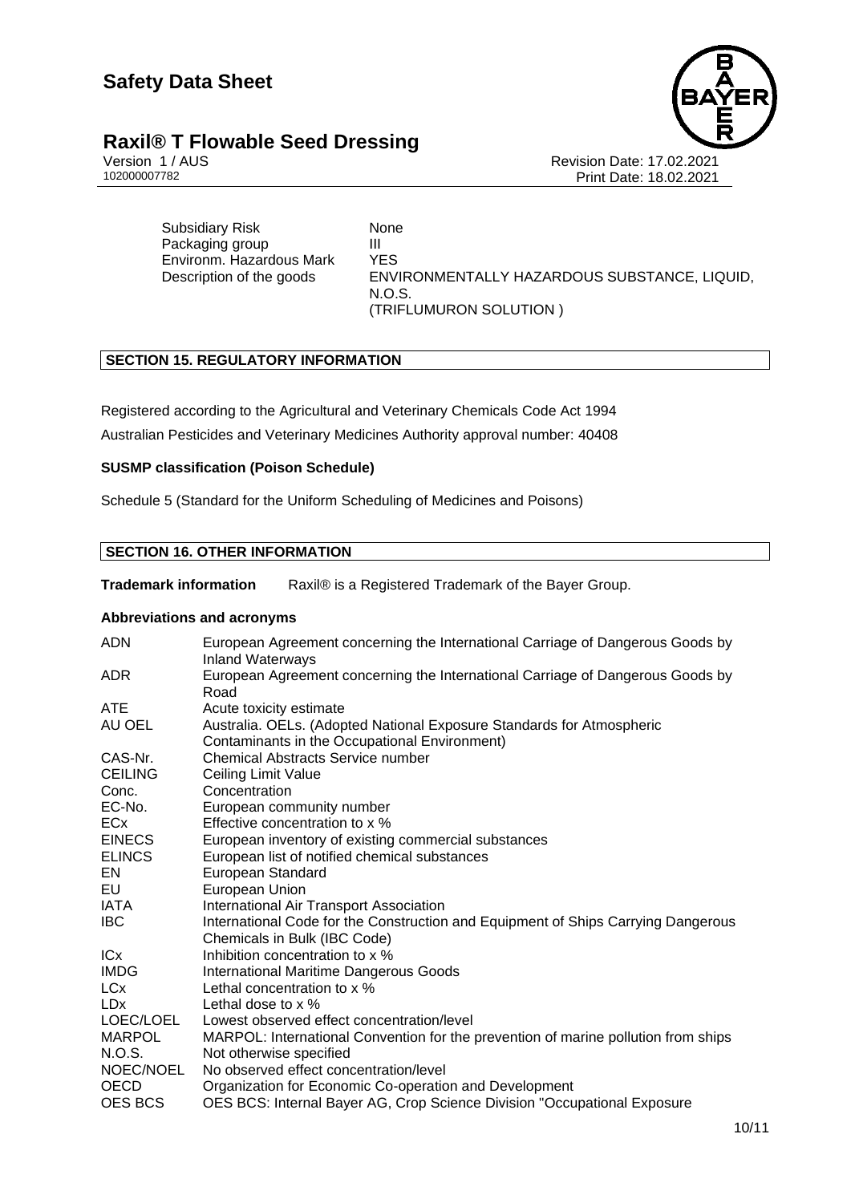| | |
|---|---|
| Subsidiary Risk | None |
| Packaging group | III |
| Environm. Hazardous Mark | YES |
| Description of the goods | ENVIRONMENTALLY HAZARDOUS SUBSTANCE, LIQUID, N.O.S. (TRIFLUMURON SOLUTION ) |

## SECTION 15. REGULATORY INFORMATION

Registered according to the Agricultural and Veterinary Chemicals Code Act 1994

Australian Pesticides and Veterinary Medicines Authority approval number: 40408

**SUSMP classification (Poison Schedule)**

Schedule 5 (Standard for the Uniform Scheduling of Medicines and Poisons)

## SECTION 16. OTHER INFORMATION

**Trademark information** Raxil® is a Registered Trademark of the Bayer Group.

**Abbreviations and acronyms**

| | |
|---|---|
| ADN | European Agreement concerning the International Carriage of Dangerous Goods by Inland Waterways |
| ADR | European Agreement concerning the International Carriage of Dangerous Goods by Road |
| ATE | Acute toxicity estimate |
| AU OEL | Australia. OELs. (Adopted National Exposure Standards for Atmospheric Contaminants in the Occupational Environment) |
| CAS-Nr. | Chemical Abstracts Service number |
| CEILING | Ceiling Limit Value |
| Conc. | Concentration |
| EC-No. | European community number |
| ECx | Effective concentration to x % |
| EINECS | European inventory of existing commercial substances |
| ELINCS | European list of notified chemical substances |
| EN | European Standard |
| EU | European Union |
| IATA | International Air Transport Association |
| IBC | International Code for the Construction and Equipment of Ships Carrying Dangerous Chemicals in Bulk (IBC Code) |
| ICx | Inhibition concentration to x % |
| IMDG | International Maritime Dangerous Goods |
| LCx | Lethal concentration to x % |
| LDx | Lethal dose to x % |
| LOEC/LOEL | Lowest observed effect concentration/level |
| MARPOL | MARPOL: International Convention for the prevention of marine pollution from ships |
| N.O.S. | Not otherwise specified |
| NOEC/NOEL | No observed effect concentration/level |
| OECD | Organization for Economic Co-operation and Development |
| OES BCS | OES BCS: Internal Bayer AG, Crop Science Division "Occupational Exposure |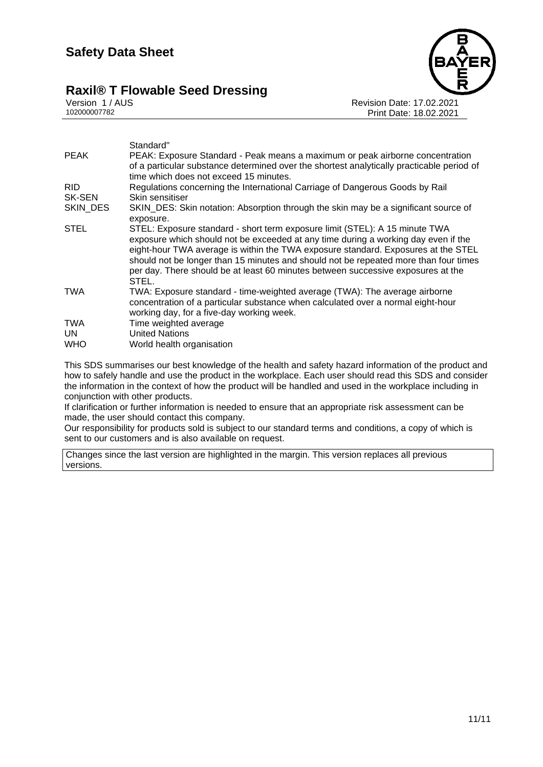| | |
|---|---|
| | Standard" |
| PEAK | PEAK: Exposure Standard - Peak means a maximum or peak airborne concentration of a particular substance determined over the shortest analytically practicable period of time which does not exceed 15 minutes. |
| RID | Regulations concerning the International Carriage of Dangerous Goods by Rail |
| SK-SEN | Skin sensitiser |
| SKIN_DES | SKIN_DES: Skin notation: Absorption through the skin may be a significant source of exposure. |
| STEL | STEL: Exposure standard - short term exposure limit (STEL): A 15 minute TWA exposure which should not be exceeded at any time during a working day even if the eight-hour TWA average is within the TWA exposure standard. Exposures at the STEL should not be longer than 15 minutes and should not be repeated more than four times per day. There should be at least 60 minutes between successive exposures at the STEL. |
| TWA | TWA: Exposure standard - time-weighted average (TWA): The average airborne concentration of a particular substance when calculated over a normal eight-hour working day, for a five-day working week. |
| TWA | Time weighted average |
| UN | United Nations |
| WHO | World health organisation |

This SDS summarises our best knowledge of the health and safety hazard information of the product and how to safely handle and use the product in the workplace. Each user should read this SDS and consider the information in the context of how the product will be handled and used in the workplace including in conjunction with other products.

If clarification or further information is needed to ensure that an appropriate risk assessment can be made, the user should contact this company.

Our responsibility for products sold is subject to our standard terms and conditions, a copy of which is sent to our customers and is also available on request.

Changes since the last version are highlighted in the margin. This version replaces all previous versions.